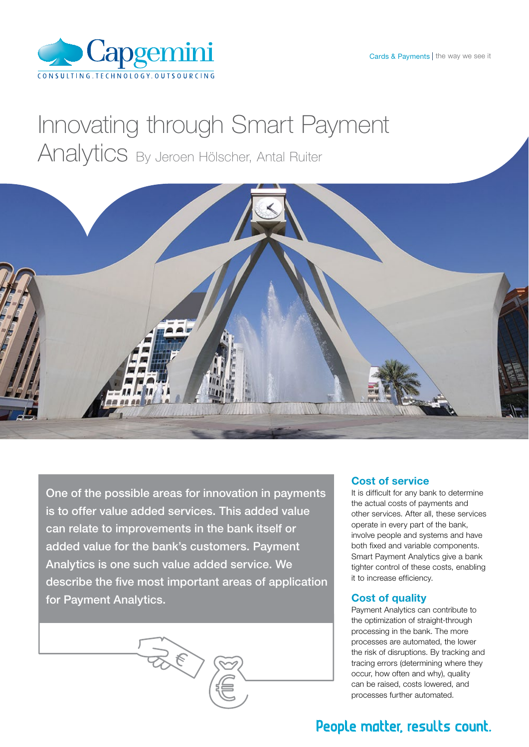# Innovating through Smart Payment Analytics

By Jeroen Hölscher, Antal Ruiter

One of the possible areas for innovation in payments is to offer value added services. This added value can relate to improvements in the bank itself or added value for the bank's customers. Payment Analytics is one such value added service. We describe the five most important areas of application for Payment Analytics.

## Cost of service

It is difficult for any bank to determine the actual costs of payments and other services. After all, these services operate in every part of the bank, involve people and systems and have both fixed and variable components. Smart Payment Analytics give a bank tighter control of these costs, enabling it to increase efficiency.

## Cost of quality

Payment Analytics can contribute to the optimization of straight-through processing in the bank. The more processes are automated, the lower the risk of disruptions. By tracking and tracing errors (determining where they occur, how often and why), quality can be raised, costs lowered, and processes further automated.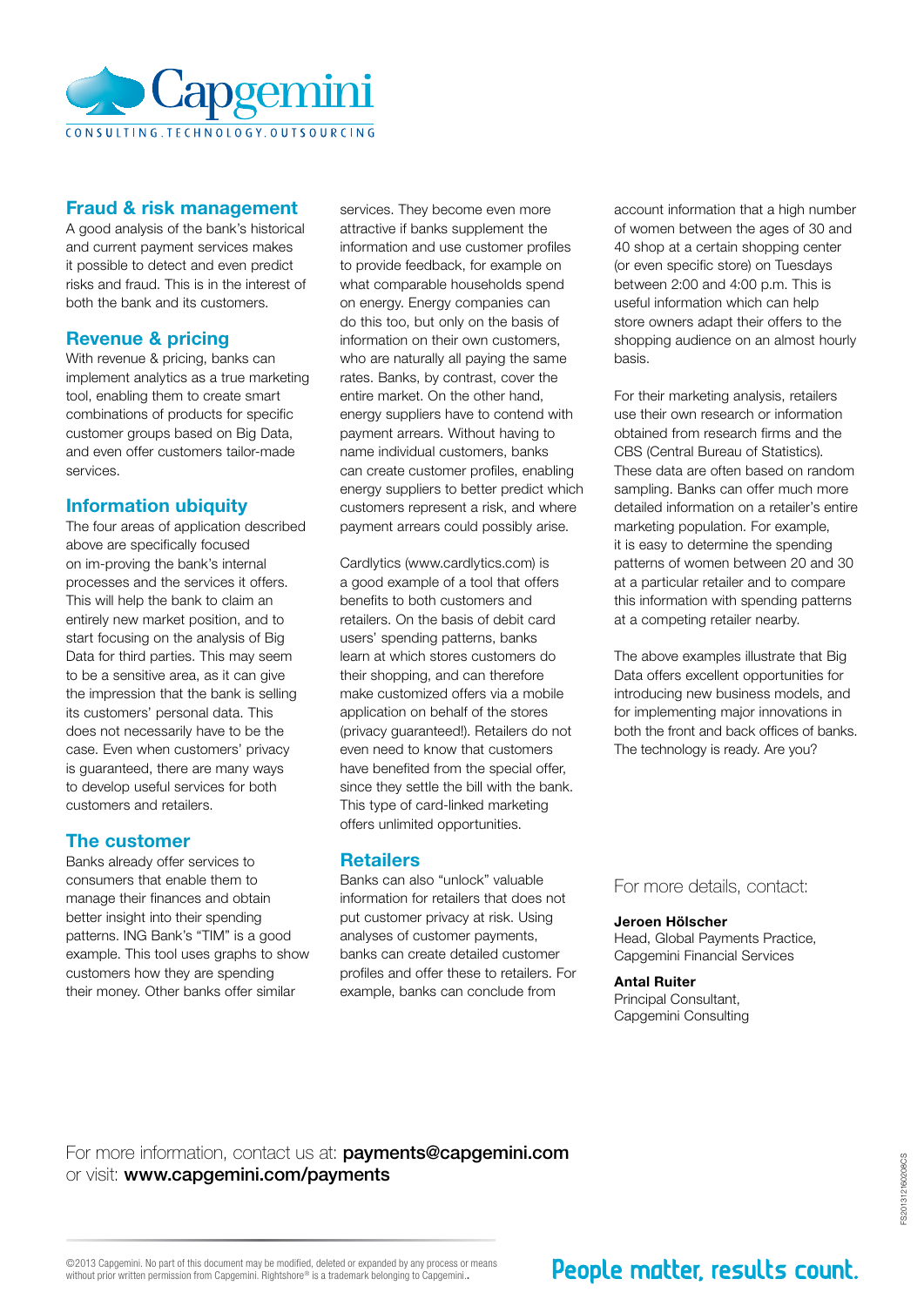## Fraud & risk management

A good analysis of the bank's historical and current payment services makes it possible to detect and even predict risks and fraud. This is in the interest of both the bank and its customers.

## Revenue & pricing

With revenue & pricing, banks can implement analytics as a true marketing tool, enabling them to create smart combinations of products for specific customer groups based on Big Data, and even offer customers tailor-made services.

## Information ubiquity

The four areas of application described above are specifically focused on im-proving the bank's internal processes and the services it offers. This will help the bank to claim an entirely new market position, and to start focusing on the analysis of Big Data for third parties. This may seem to be a sensitive area, as it can give the impression that the bank is selling its customers' personal data. This does not necessarily have to be the case. Even when customers' privacy is guaranteed, there are many ways to develop useful services for both customers and retailers.

## The customer

Banks already offer services to consumers that enable them to manage their finances and obtain better insight into their spending patterns. ING Bank's "TIM" is a good example. This tool uses graphs to show customers how they are spending their money. Other banks offer similar services. They become even more attractive if banks supplement the information and use customer profiles to provide feedback, for example on what comparable households spend on energy. Energy companies can do this too, but only on the basis of information on their own customers, who are naturally all paying the same rates. Banks, by contrast, cover the entire market. On the other hand, energy suppliers have to contend with payment arrears. Without having to name individual customers, banks can create customer profiles, enabling energy suppliers to better predict which customers represent a risk, and where payment arrears could possibly arise.

Cardlytics (www.cardlytics.com) is a good example of a tool that offers benefits to both customers and retailers. On the basis of debit card users' spending patterns, banks learn at which stores customers do their shopping, and can therefore make customized offers via a mobile application on behalf of the stores (privacy guaranteed!). Retailers do not even need to know that customers have benefited from the special offer, since they settle the bill with the bank. This type of card-linked marketing offers unlimited opportunities.

## Retailers

Banks can also "unlock" valuable information for retailers that does not put customer privacy at risk. Using analyses of customer payments, banks can create detailed customer profiles and offer these to retailers. For example, banks can conclude from account information that a high number of women between the ages of 30 and 40 shop at a certain shopping center (or even specific store) on Tuesdays between 2:00 and 4:00 p.m. This is useful information which can help store owners adapt their offers to the shopping audience on an almost hourly basis.

For their marketing analysis, retailers use their own research or information obtained from research firms and the CBS (Central Bureau of Statistics). These data are often based on random sampling. Banks can offer much more detailed information on a retailer's entire marketing population. For example, it is easy to determine the spending patterns of women between 20 and 30 at a particular retailer and to compare this information with spending patterns at a competing retailer nearby.

The above examples illustrate that Big Data offers excellent opportunities for introducing new business models, and for implementing major innovations in both the front and back offices of banks. The technology is ready. Are you?

For more details, contact:

**Jeroen Hölscher**
Head, Global Payments Practice, Capgemini Financial Services

**Antal Ruiter**
Principal Consultant, Capgemini Consulting

For more information, contact us at: **payments@capgemini.com**
or visit: **www.capgemini.com/payments**

©2013 Capgemini. No part of this document may be modified, deleted or expanded by any process or means without prior written permission from Capgemini. Rightshore® is a trademark belonging to Capgemini.

People matter, results count.